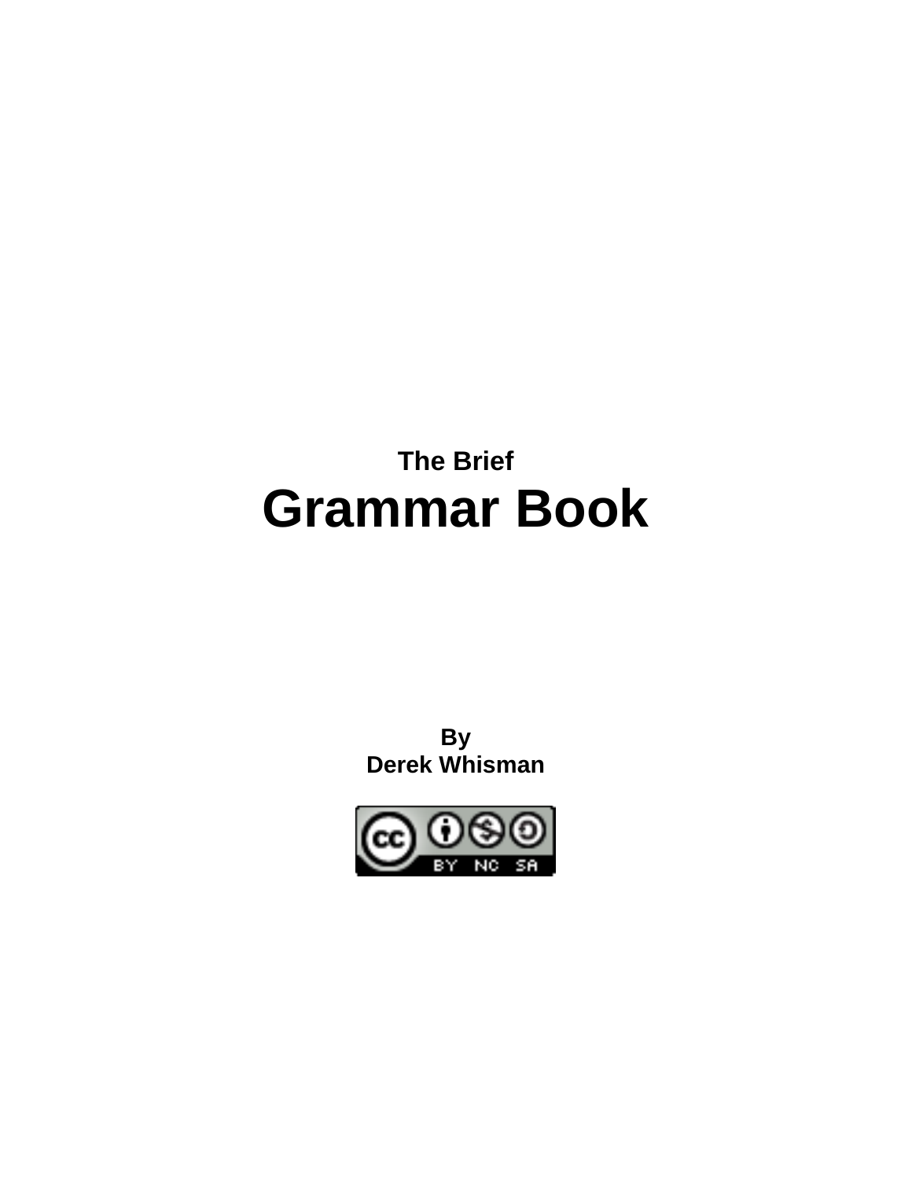**The Brief**

# Grammar Book

**By**
**Derek Whisman**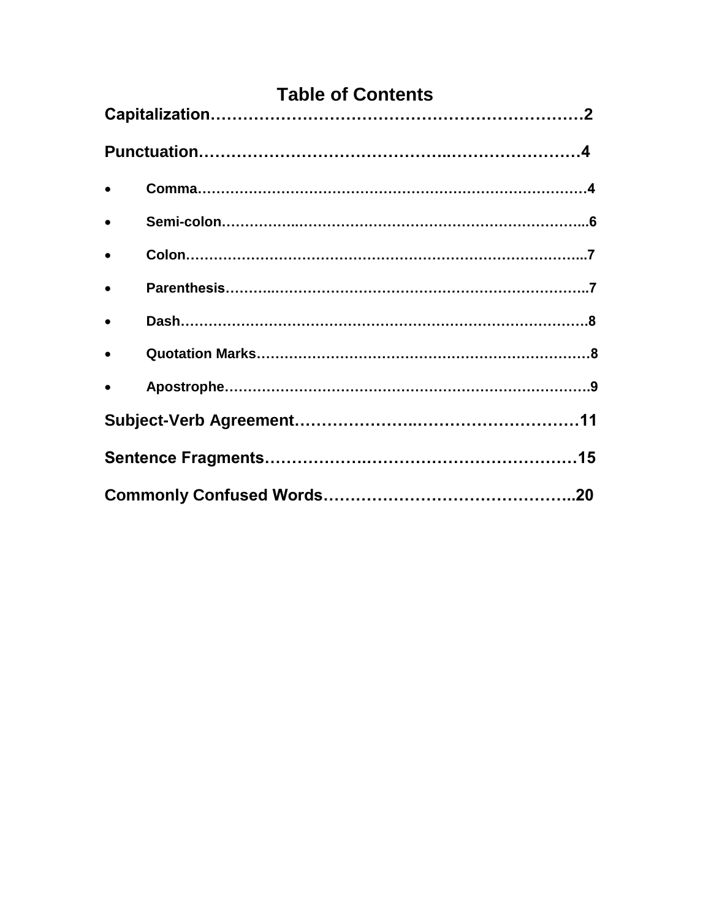# Table of Contents

**Capitalization……………………………………………………………2**

**Punctuation……………………………………..……………………4**

- **Comma………………………………………………………………………4**
- **Semi-colon……………..…………………………………………………...6**
- **Colon…………………………………………………………………………..7**
- **Parenthesis………..……………………………………………………...7**
- **Dash…………………………………………………………………………8**
- **Quotation Marks………………………………………………………………8**
- **Apostrophe……………………………………………………………………9**

**Subject-Verb Agreement………………….…………………………11**

**Sentence Fragments……………………..……………………………15**

**Commonly Confused Words……………………………………..20**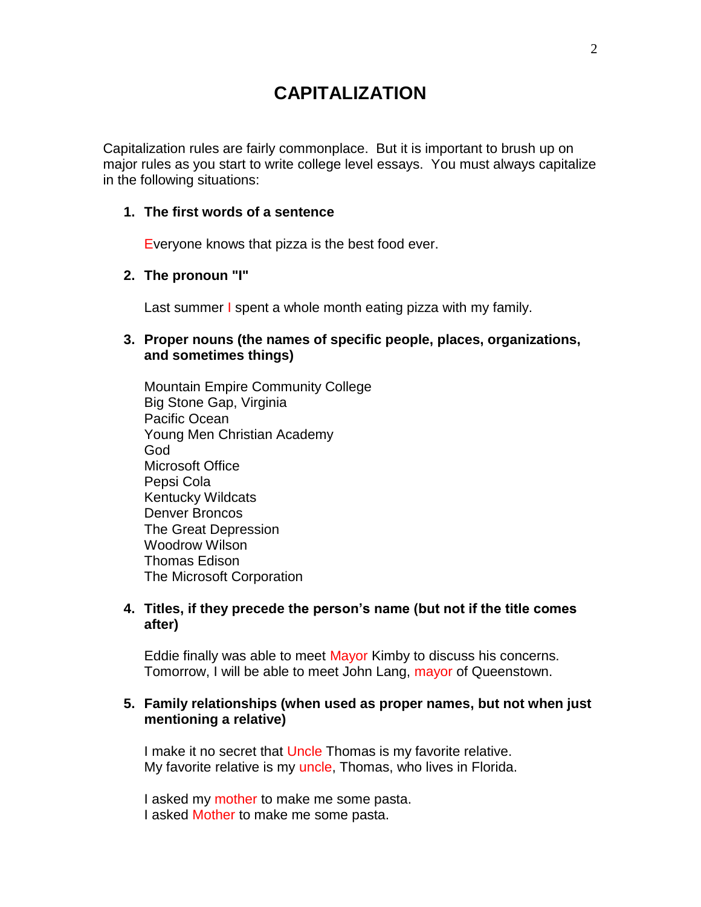# CAPITALIZATION

Capitalization rules are fairly commonplace. But it is important to brush up on major rules as you start to write college level essays. You must always capitalize in the following situations:

1. **The first words of a sentence**

   Everyone knows that pizza is the best food ever.

2. **The pronoun "I"**

   Last summer I spent a whole month eating pizza with my family.

3. **Proper nouns (the names of specific people, places, organizations, and sometimes things)**

   Mountain Empire Community College
   Big Stone Gap, Virginia
   Pacific Ocean
   Young Men Christian Academy
   God
   Microsoft Office
   Pepsi Cola
   Kentucky Wildcats
   Denver Broncos
   The Great Depression
   Woodrow Wilson
   Thomas Edison
   The Microsoft Corporation

4. **Titles, if they precede the person's name (but not if the title comes after)**

   Eddie finally was able to meet Mayor Kimby to discuss his concerns.
   Tomorrow, I will be able to meet John Lang, mayor of Queenstown.

5. **Family relationships (when used as proper names, but not when just mentioning a relative)**

   I make it no secret that Uncle Thomas is my favorite relative.
   My favorite relative is my uncle, Thomas, who lives in Florida.

   I asked my mother to make me some pasta.
   I asked Mother to make me some pasta.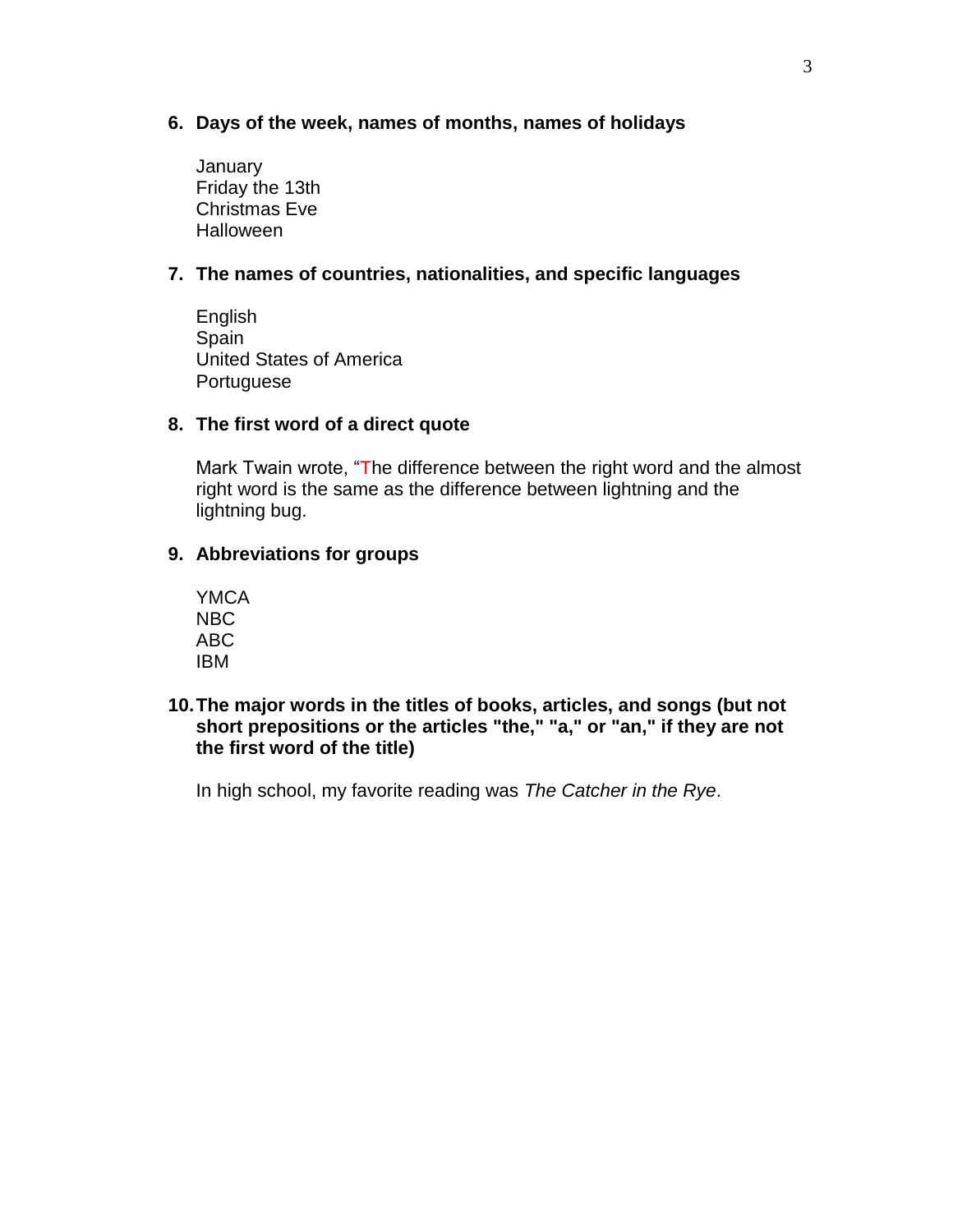6. **Days of the week, names of months, names of holidays**

   January
   Friday the 13th
   Christmas Eve
   Halloween

7. **The names of countries, nationalities, and specific languages**

   English
   Spain
   United States of America
   Portuguese

8. **The first word of a direct quote**

   Mark Twain wrote, "The difference between the right word and the almost right word is the same as the difference between lightning and the lightning bug.

9. **Abbreviations for groups**

   YMCA
   NBC
   ABC
   IBM

10. **The major words in the titles of books, articles, and songs (but not short prepositions or the articles "the," "a," or "an," if they are not the first word of the title)**

    In high school, my favorite reading was *The Catcher in the Rye*.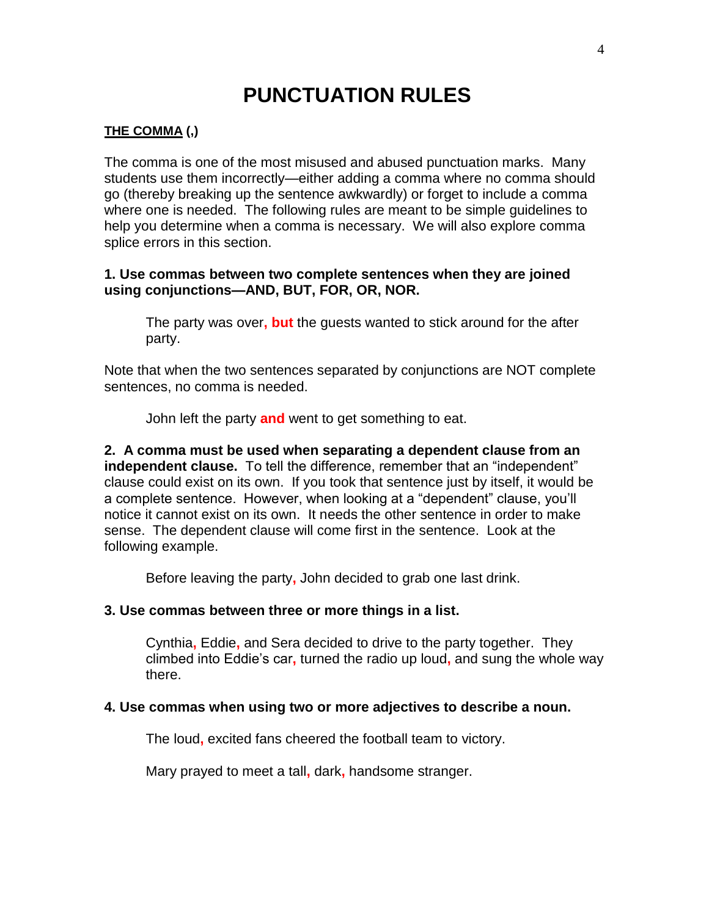# PUNCTUATION RULES

**<u>THE COMMA</u> (,)**

The comma is one of the most misused and abused punctuation marks. Many students use them incorrectly—either adding a comma where no comma should go (thereby breaking up the sentence awkwardly) or forget to include a comma where one is needed. The following rules are meant to be simple guidelines to help you determine when a comma is necessary. We will also explore comma splice errors in this section.

**1. Use commas between two complete sentences when they are joined using conjunctions—AND, BUT, FOR, OR, NOR.**

> The party was over**, but** the guests wanted to stick around for the after party.

Note that when the two sentences separated by conjunctions are NOT complete sentences, no comma is needed.

> John left the party **and** went to get something to eat.

**2. A comma must be used when separating a dependent clause from an independent clause.** To tell the difference, remember that an "independent" clause could exist on its own. If you took that sentence just by itself, it would be a complete sentence. However, when looking at a "dependent" clause, you'll notice it cannot exist on its own. It needs the other sentence in order to make sense. The dependent clause will come first in the sentence. Look at the following example.

> Before leaving the party**,** John decided to grab one last drink.

**3. Use commas between three or more things in a list.**

> Cynthia**,** Eddie**,** and Sera decided to drive to the party together. They climbed into Eddie's car**,** turned the radio up loud**,** and sung the whole way there.

**4. Use commas when using two or more adjectives to describe a noun.**

> The loud**,** excited fans cheered the football team to victory.
>
> Mary prayed to meet a tall**,** dark**,** handsome stranger.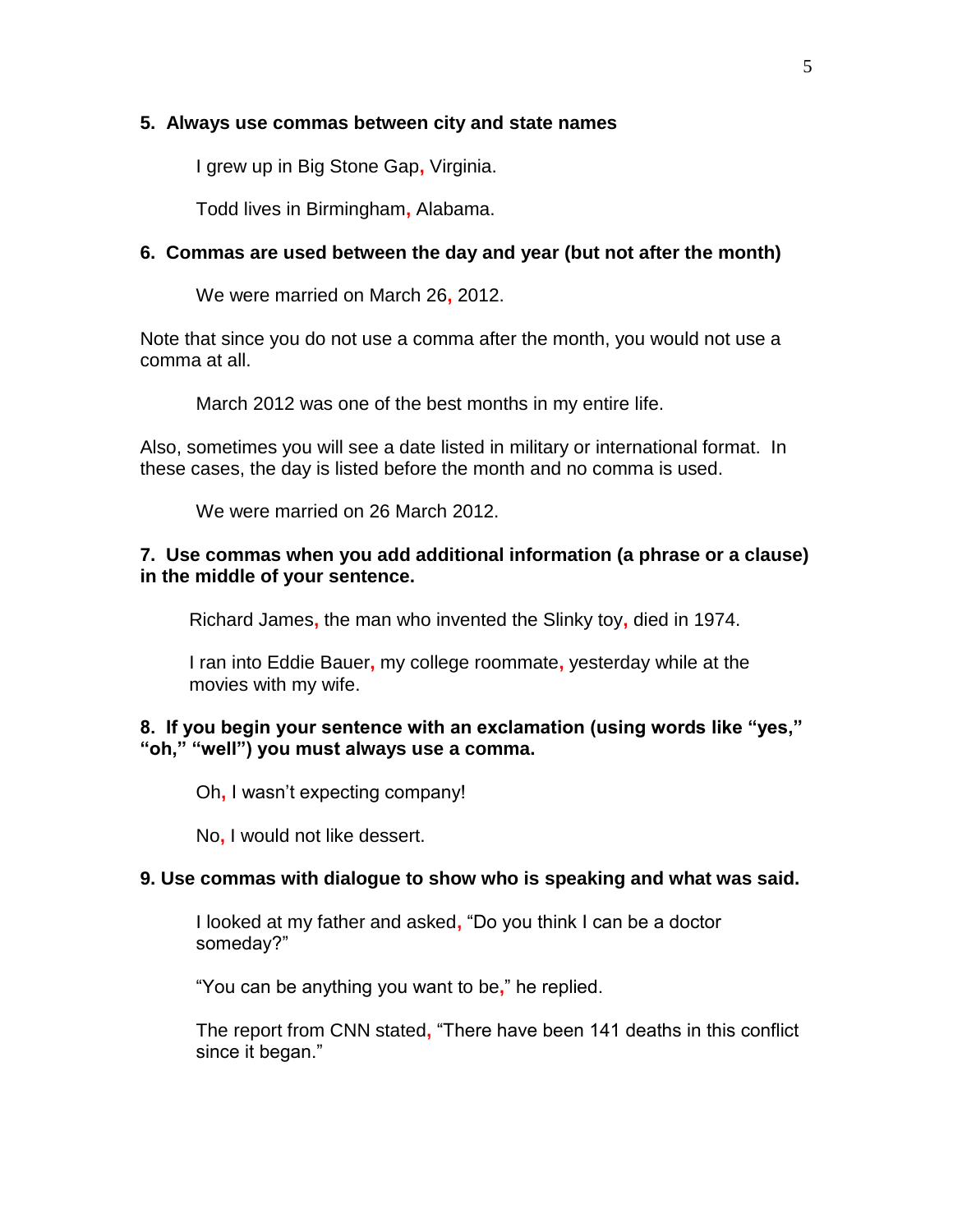**5. Always use commas between city and state names**

I grew up in Big Stone Gap, Virginia.

Todd lives in Birmingham, Alabama.

**6. Commas are used between the day and year (but not after the month)**

We were married on March 26, 2012.

Note that since you do not use a comma after the month, you would not use a comma at all.

March 2012 was one of the best months in my entire life.

Also, sometimes you will see a date listed in military or international format. In these cases, the day is listed before the month and no comma is used.

We were married on 26 March 2012.

**7. Use commas when you add additional information (a phrase or a clause) in the middle of your sentence.**

Richard James, the man who invented the Slinky toy, died in 1974.

I ran into Eddie Bauer, my college roommate, yesterday while at the movies with my wife.

**8. If you begin your sentence with an exclamation (using words like "yes," "oh," "well") you must always use a comma.**

Oh, I wasn't expecting company!

No, I would not like dessert.

**9. Use commas with dialogue to show who is speaking and what was said.**

I looked at my father and asked, "Do you think I can be a doctor someday?"

"You can be anything you want to be," he replied.

The report from CNN stated, "There have been 141 deaths in this conflict since it began."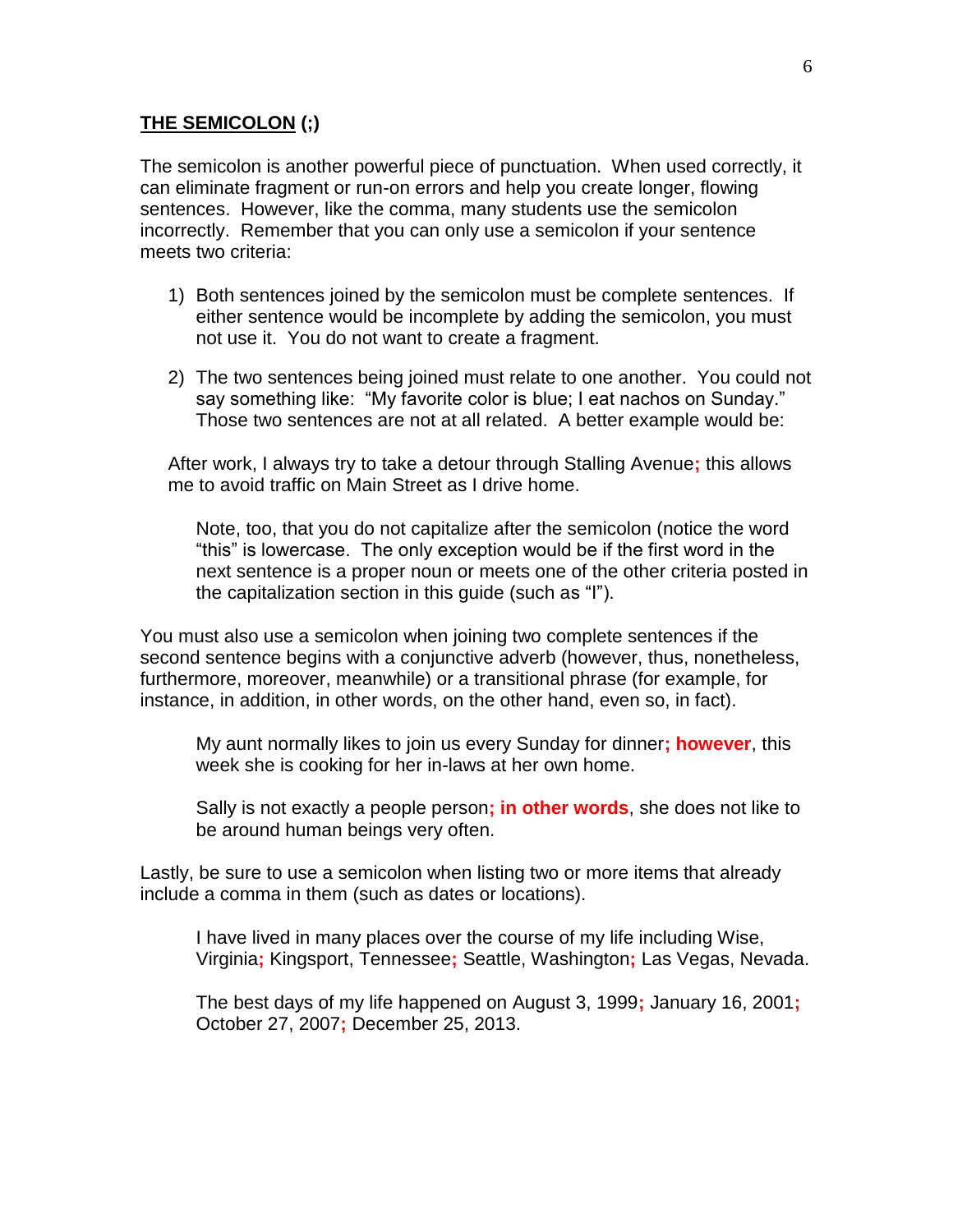## **<u>THE SEMICOLON</u> (;)**

The semicolon is another powerful piece of punctuation. When used correctly, it can eliminate fragment or run-on errors and help you create longer, flowing sentences. However, like the comma, many students use the semicolon incorrectly. Remember that you can only use a semicolon if your sentence meets two criteria:

1) Both sentences joined by the semicolon must be complete sentences. If either sentence would be incomplete by adding the semicolon, you must not use it. You do not want to create a fragment.

2) The two sentences being joined must relate to one another. You could not say something like: "My favorite color is blue; I eat nachos on Sunday." Those two sentences are not at all related. A better example would be:

After work, I always try to take a detour through Stalling Avenue**;** this allows me to avoid traffic on Main Street as I drive home.

> Note, too, that you do not capitalize after the semicolon (notice the word "this" is lowercase. The only exception would be if the first word in the next sentence is a proper noun or meets one of the other criteria posted in the capitalization section in this guide (such as "I").

You must also use a semicolon when joining two complete sentences if the second sentence begins with a conjunctive adverb (however, thus, nonetheless, furthermore, moreover, meanwhile) or a transitional phrase (for example, for instance, in addition, in other words, on the other hand, even so, in fact).

> My aunt normally likes to join us every Sunday for dinner**; however**, this week she is cooking for her in-laws at her own home.
>
> Sally is not exactly a people person**; in other words**, she does not like to be around human beings very often.

Lastly, be sure to use a semicolon when listing two or more items that already include a comma in them (such as dates or locations).

> I have lived in many places over the course of my life including Wise, Virginia**;** Kingsport, Tennessee**;** Seattle, Washington**;** Las Vegas, Nevada.
>
> The best days of my life happened on August 3, 1999**;** January 16, 2001**;** October 27, 2007**;** December 25, 2013.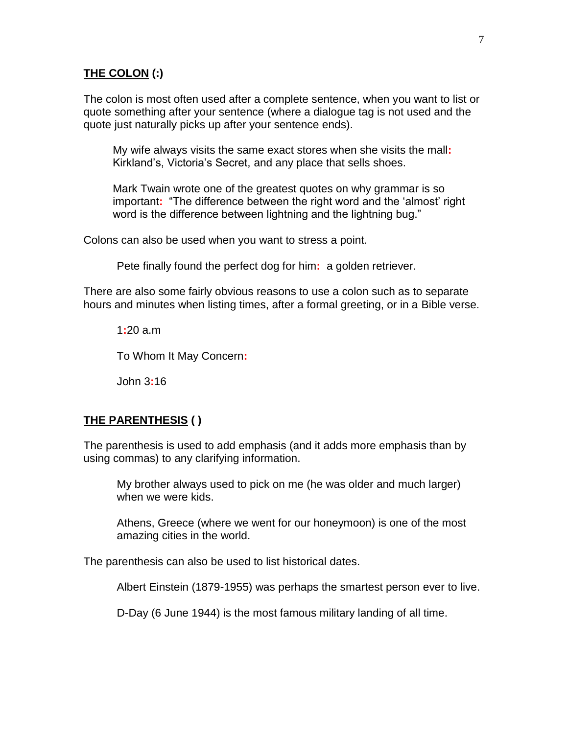## **THE COLON (:)**

The colon is most often used after a complete sentence, when you want to list or quote something after your sentence (where a dialogue tag is not used and the quote just naturally picks up after your sentence ends).

> My wife always visits the same exact stores when she visits the mall: Kirkland's, Victoria's Secret, and any place that sells shoes.

> Mark Twain wrote one of the greatest quotes on why grammar is so important: "The difference between the right word and the 'almost' right word is the difference between lightning and the lightning bug."

Colons can also be used when you want to stress a point.

> Pete finally found the perfect dog for him: a golden retriever.

There are also some fairly obvious reasons to use a colon such as to separate hours and minutes when listing times, after a formal greeting, or in a Bible verse.

> 1:20 a.m

> To Whom It May Concern:

> John 3:16

## **THE PARENTHESIS ( )**

The parenthesis is used to add emphasis (and it adds more emphasis than by using commas) to any clarifying information.

> My brother always used to pick on me (he was older and much larger) when we were kids.

> Athens, Greece (where we went for our honeymoon) is one of the most amazing cities in the world.

The parenthesis can also be used to list historical dates.

> Albert Einstein (1879-1955) was perhaps the smartest person ever to live.

> D-Day (6 June 1944) is the most famous military landing of all time.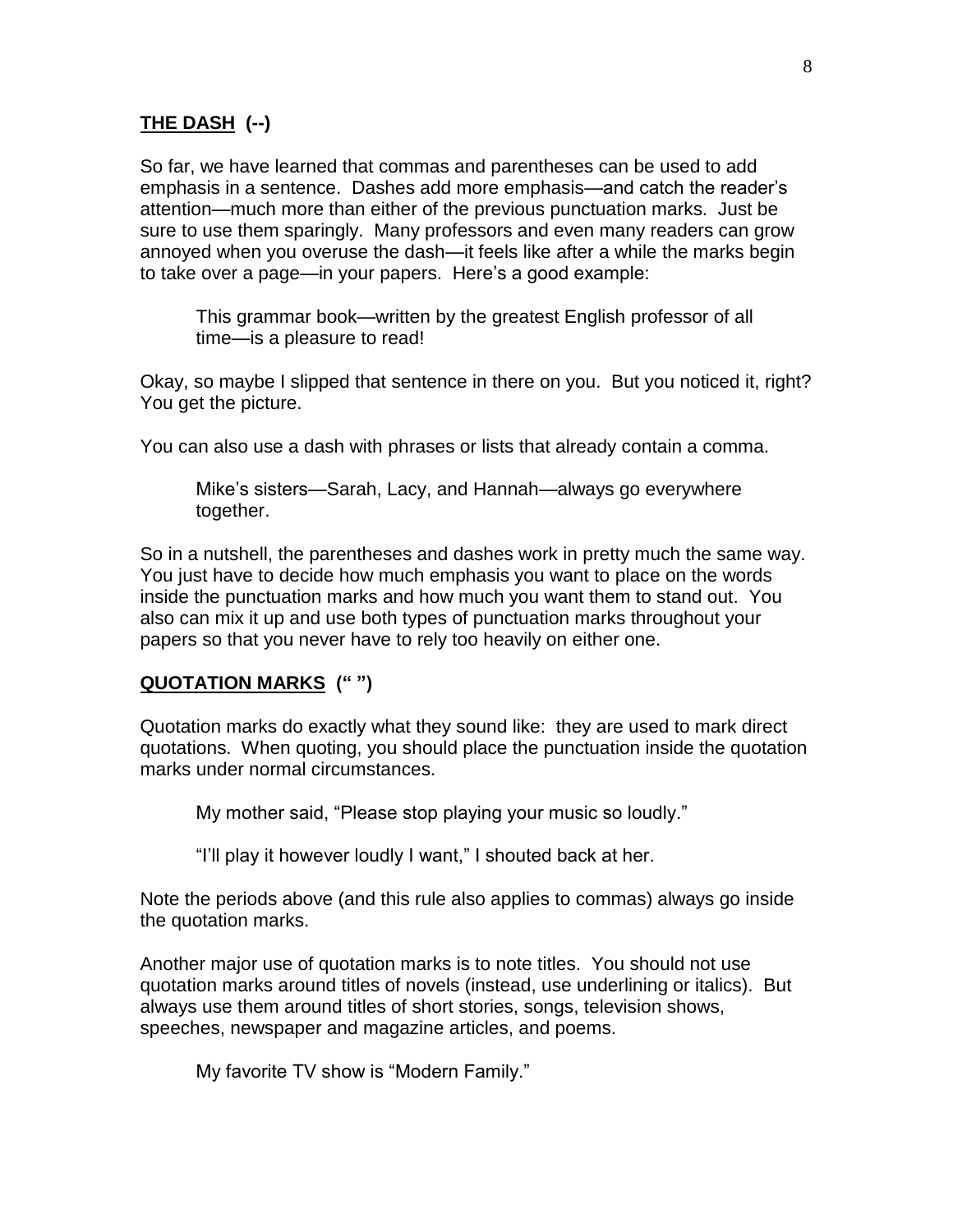## **THE DASH (--)**

So far, we have learned that commas and parentheses can be used to add emphasis in a sentence. Dashes add more emphasis—and catch the reader's attention—much more than either of the previous punctuation marks. Just be sure to use them sparingly. Many professors and even many readers can grow annoyed when you overuse the dash—it feels like after a while the marks begin to take over a page—in your papers. Here's a good example:

> This grammar book—written by the greatest English professor of all time—is a pleasure to read!

Okay, so maybe I slipped that sentence in there on you. But you noticed it, right? You get the picture.

You can also use a dash with phrases or lists that already contain a comma.

> Mike's sisters—Sarah, Lacy, and Hannah—always go everywhere together.

So in a nutshell, the parentheses and dashes work in pretty much the same way. You just have to decide how much emphasis you want to place on the words inside the punctuation marks and how much you want them to stand out. You also can mix it up and use both types of punctuation marks throughout your papers so that you never have to rely too heavily on either one.

## **QUOTATION MARKS (" ")**

Quotation marks do exactly what they sound like: they are used to mark direct quotations. When quoting, you should place the punctuation inside the quotation marks under normal circumstances.

> My mother said, "Please stop playing your music so loudly."

> "I'll play it however loudly I want," I shouted back at her.

Note the periods above (and this rule also applies to commas) always go inside the quotation marks.

Another major use of quotation marks is to note titles. You should not use quotation marks around titles of novels (instead, use underlining or italics). But always use them around titles of short stories, songs, television shows, speeches, newspaper and magazine articles, and poems.

> My favorite TV show is "Modern Family."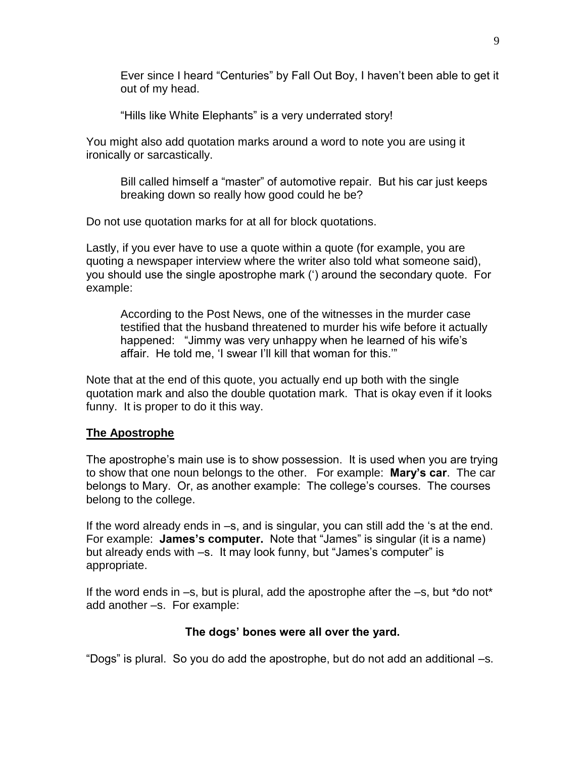Ever since I heard "Centuries" by Fall Out Boy, I haven't been able to get it out of my head.

"Hills like White Elephants" is a very underrated story!

You might also add quotation marks around a word to note you are using it ironically or sarcastically.

Bill called himself a "master" of automotive repair. But his car just keeps breaking down so really how good could he be?

Do not use quotation marks for at all for block quotations.

Lastly, if you ever have to use a quote within a quote (for example, you are quoting a newspaper interview where the writer also told what someone said), you should use the single apostrophe mark (') around the secondary quote. For example:

According to the Post News, one of the witnesses in the murder case testified that the husband threatened to murder his wife before it actually happened: "Jimmy was very unhappy when he learned of his wife's affair. He told me, 'I swear I'll kill that woman for this.'"

Note that at the end of this quote, you actually end up both with the single quotation mark and also the double quotation mark. That is okay even if it looks funny. It is proper to do it this way.

## The Apostrophe

The apostrophe's main use is to show possession. It is used when you are trying to show that one noun belongs to the other. For example: **Mary's car**. The car belongs to Mary. Or, as another example: The college's courses. The courses belong to the college.

If the word already ends in –s, and is singular, you can still add the 's at the end. For example: **James's computer.** Note that "James" is singular (it is a name) but already ends with –s. It may look funny, but "James's computer" is appropriate.

If the word ends in –s, but is plural, add the apostrophe after the –s, but *do not* add another –s. For example:

**The dogs' bones were all over the yard.**

"Dogs" is plural. So you do add the apostrophe, but do not add an additional –s.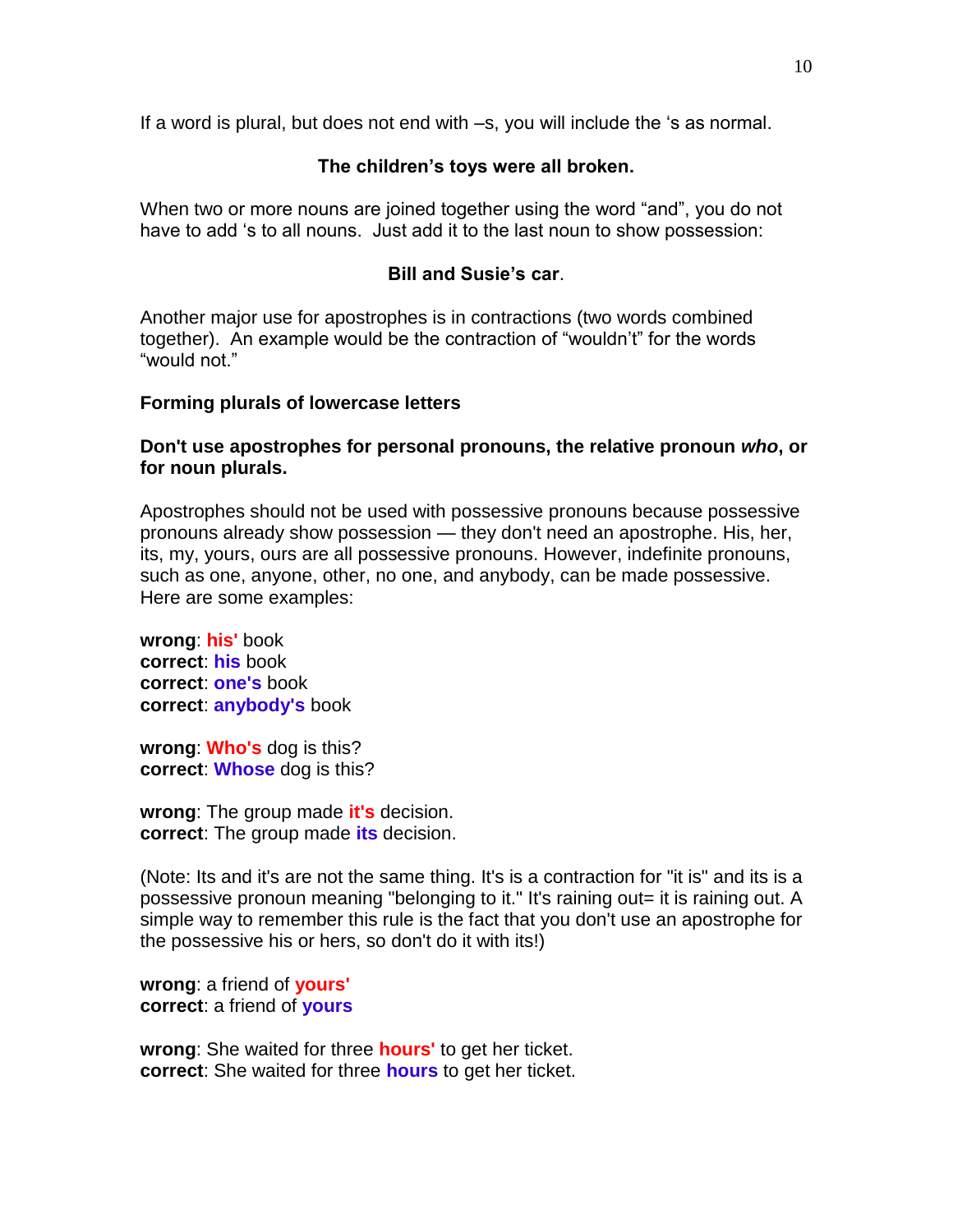If a word is plural, but does not end with –s, you will include the ‘s as normal.

**The children’s toys were all broken.**

When two or more nouns are joined together using the word “and”, you do not have to add ‘s to all nouns. Just add it to the last noun to show possession:

**Bill and Susie’s car**.

Another major use for apostrophes is in contractions (two words combined together). An example would be the contraction of “wouldn’t” for the words “would not.”

**Forming plurals of lowercase letters**

**Don't use apostrophes for personal pronouns, the relative pronoun *who*, or for noun plurals.**

Apostrophes should not be used with possessive pronouns because possessive pronouns already show possession — they don't need an apostrophe. His, her, its, my, yours, ours are all possessive pronouns. However, indefinite pronouns, such as one, anyone, other, no one, and anybody, can be made possessive. Here are some examples:

**wrong**: **his'** book
**correct**: **his** book
**correct**: **one's** book
**correct**: **anybody's** book

**wrong**: **Who's** dog is this?
**correct**: **Whose** dog is this?

**wrong**: The group made **it's** decision.
**correct**: The group made **its** decision.

(Note: Its and it's are not the same thing. It's is a contraction for "it is" and its is a possessive pronoun meaning "belonging to it." It's raining out= it is raining out. A simple way to remember this rule is the fact that you don't use an apostrophe for the possessive his or hers, so don't do it with its!)

**wrong**: a friend of **yours'**
**correct**: a friend of **yours**

**wrong**: She waited for three **hours'** to get her ticket.
**correct**: She waited for three **hours** to get her ticket.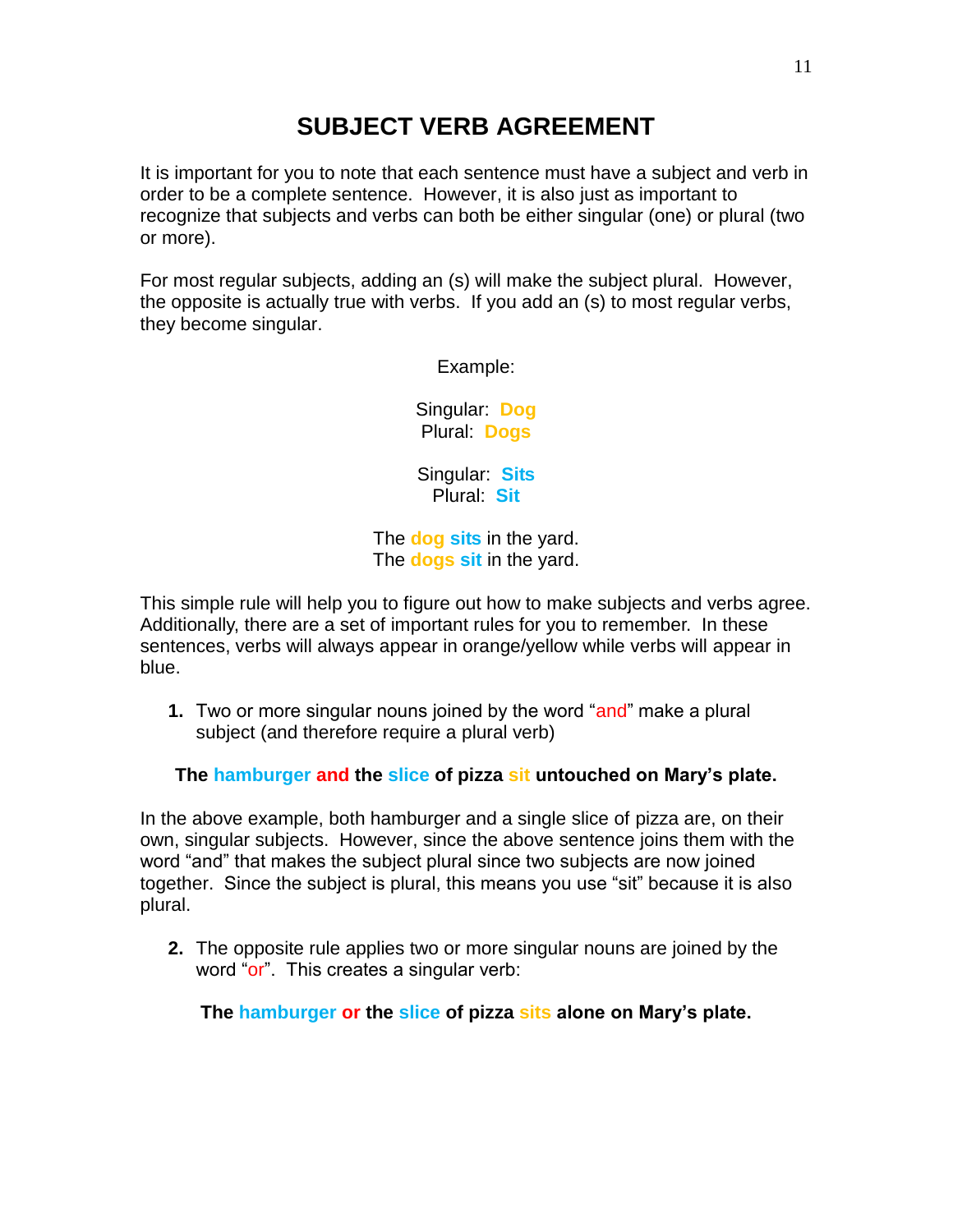# SUBJECT VERB AGREEMENT

It is important for you to note that each sentence must have a subject and verb in order to be a complete sentence. However, it is also just as important to recognize that subjects and verbs can both be either singular (one) or plural (two or more).

For most regular subjects, adding an (s) will make the subject plural. However, the opposite is actually true with verbs. If you add an (s) to most regular verbs, they become singular.

Example:

Singular: **Dog**
Plural: **Dogs**

Singular: **Sits**
Plural: **Sit**

The **dog** **sits** in the yard.
The **dogs** **sit** in the yard.

This simple rule will help you to figure out how to make subjects and verbs agree. Additionally, there are a set of important rules for you to remember. In these sentences, verbs will always appear in orange/yellow while verbs will appear in blue.

1. Two or more singular nouns joined by the word "and" make a plural subject (and therefore require a plural verb)

**The hamburger and the slice of pizza sit untouched on Mary's plate.**

In the above example, both hamburger and a single slice of pizza are, on their own, singular subjects. However, since the above sentence joins them with the word "and" that makes the subject plural since two subjects are now joined together. Since the subject is plural, this means you use "sit" because it is also plural.

2. The opposite rule applies two or more singular nouns are joined by the word "or". This creates a singular verb:

**The hamburger or the slice of pizza sits alone on Mary's plate.**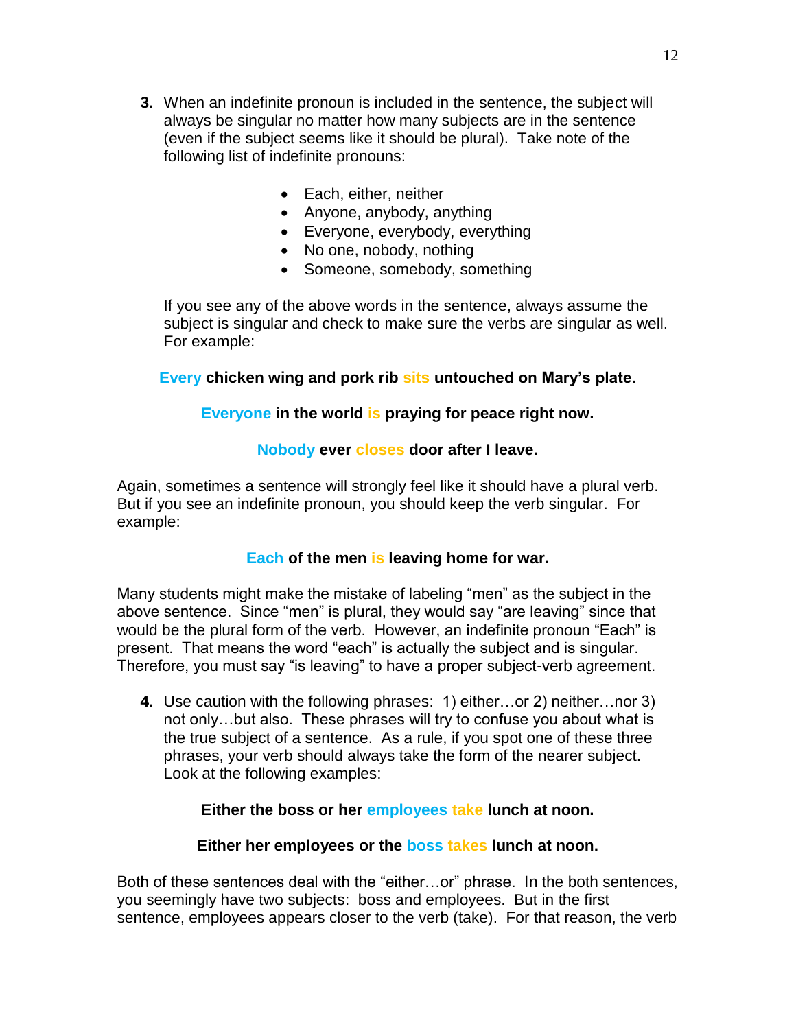3. When an indefinite pronoun is included in the sentence, the subject will always be singular no matter how many subjects are in the sentence (even if the subject seems like it should be plural). Take note of the following list of indefinite pronouns:

    - Each, either, neither
    - Anyone, anybody, anything
    - Everyone, everybody, everything
    - No one, nobody, nothing
    - Someone, somebody, something

    If you see any of the above words in the sentence, always assume the subject is singular and check to make sure the verbs are singular as well. For example:

**Every chicken wing and pork rib sits untouched on Mary's plate.**

**Everyone in the world is praying for peace right now.**

**Nobody ever closes door after I leave.**

Again, sometimes a sentence will strongly feel like it should have a plural verb. But if you see an indefinite pronoun, you should keep the verb singular. For example:

**Each of the men is leaving home for war.**

Many students might make the mistake of labeling "men" as the subject in the above sentence. Since "men" is plural, they would say "are leaving" since that would be the plural form of the verb. However, an indefinite pronoun "Each" is present. That means the word "each" is actually the subject and is singular. Therefore, you must say "is leaving" to have a proper subject-verb agreement.

4. Use caution with the following phrases: 1) either…or 2) neither…nor 3) not only…but also. These phrases will try to confuse you about what is the true subject of a sentence. As a rule, if you spot one of these three phrases, your verb should always take the form of the nearer subject. Look at the following examples:

**Either the boss or her employees take lunch at noon.**

**Either her employees or the boss takes lunch at noon.**

Both of these sentences deal with the "either…or" phrase. In the both sentences, you seemingly have two subjects: boss and employees. But in the first sentence, employees appears closer to the verb (take). For that reason, the verb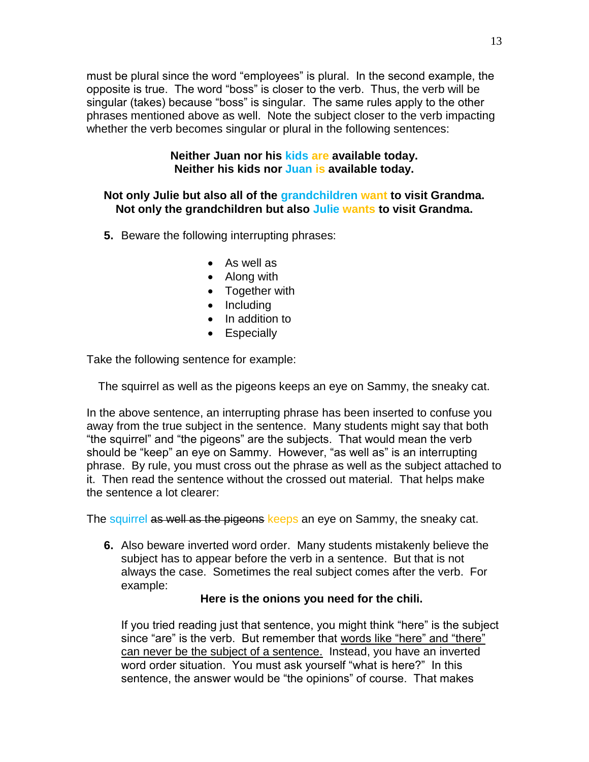must be plural since the word "employees" is plural. In the second example, the opposite is true. The word "boss" is closer to the verb. Thus, the verb will be singular (takes) because "boss" is singular. The same rules apply to the other phrases mentioned above as well. Note the subject closer to the verb impacting whether the verb becomes singular or plural in the following sentences:

**Neither Juan nor his kids are available today.**
**Neither his kids nor Juan is available today.**

**Not only Julie but also all of the grandchildren want to visit Grandma.**
**Not only the grandchildren but also Julie wants to visit Grandma.**

5. Beware the following interrupting phrases:

- As well as
- Along with
- Together with
- Including
- In addition to
- Especially

Take the following sentence for example:

The squirrel as well as the pigeons keeps an eye on Sammy, the sneaky cat.

In the above sentence, an interrupting phrase has been inserted to confuse you away from the true subject in the sentence. Many students might say that both "the squirrel" and "the pigeons" are the subjects. That would mean the verb should be "keep" an eye on Sammy. However, "as well as" is an interrupting phrase. By rule, you must cross out the phrase as well as the subject attached to it. Then read the sentence without the crossed out material. That helps make the sentence a lot clearer:

The squirrel ~~as well as the pigeons~~ keeps an eye on Sammy, the sneaky cat.

6. Also beware inverted word order. Many students mistakenly believe the subject has to appear before the verb in a sentence. But that is not always the case. Sometimes the real subject comes after the verb. For example:

   **Here is the onions you need for the chili.**

   If you tried reading just that sentence, you might think "here" is the subject since "are" is the verb. But remember that <u>words like "here" and "there" can never be the subject of a sentence.</u> Instead, you have an inverted word order situation. You must ask yourself "what is here?" In this sentence, the answer would be "the opinions" of course. That makes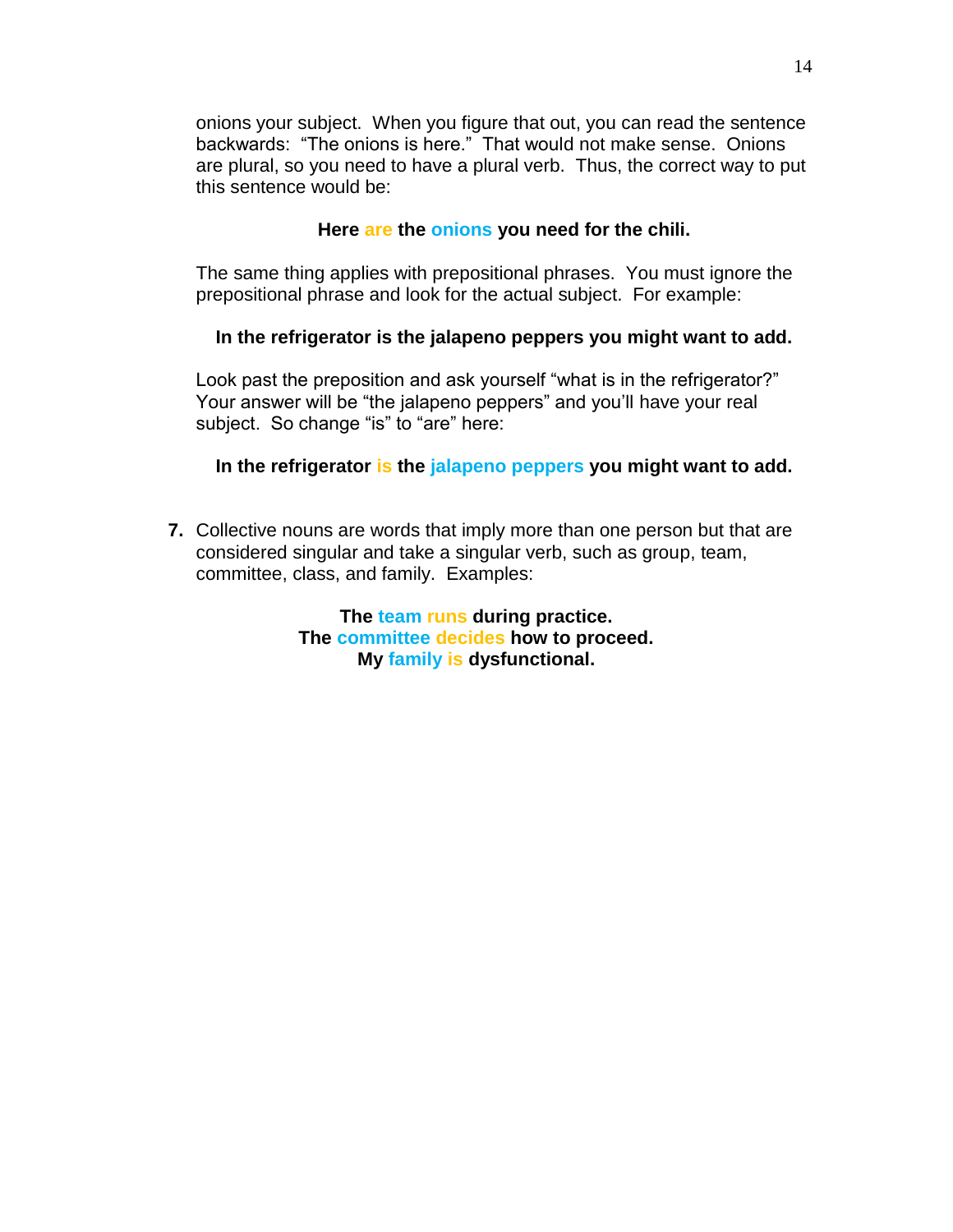onions your subject. When you figure that out, you can read the sentence backwards: "The onions is here." That would not make sense. Onions are plural, so you need to have a plural verb. Thus, the correct way to put this sentence would be:

**Here are the onions you need for the chili.**

The same thing applies with prepositional phrases. You must ignore the prepositional phrase and look for the actual subject. For example:

**In the refrigerator is the jalapeno peppers you might want to add.**

Look past the preposition and ask yourself "what is in the refrigerator?" Your answer will be "the jalapeno peppers" and you'll have your real subject. So change "is" to "are" here:

**In the refrigerator is the jalapeno peppers you might want to add.**

7. Collective nouns are words that imply more than one person but that are considered singular and take a singular verb, such as group, team, committee, class, and family. Examples:

**The team runs during practice.**
**The committee decides how to proceed.**
**My family is dysfunctional.**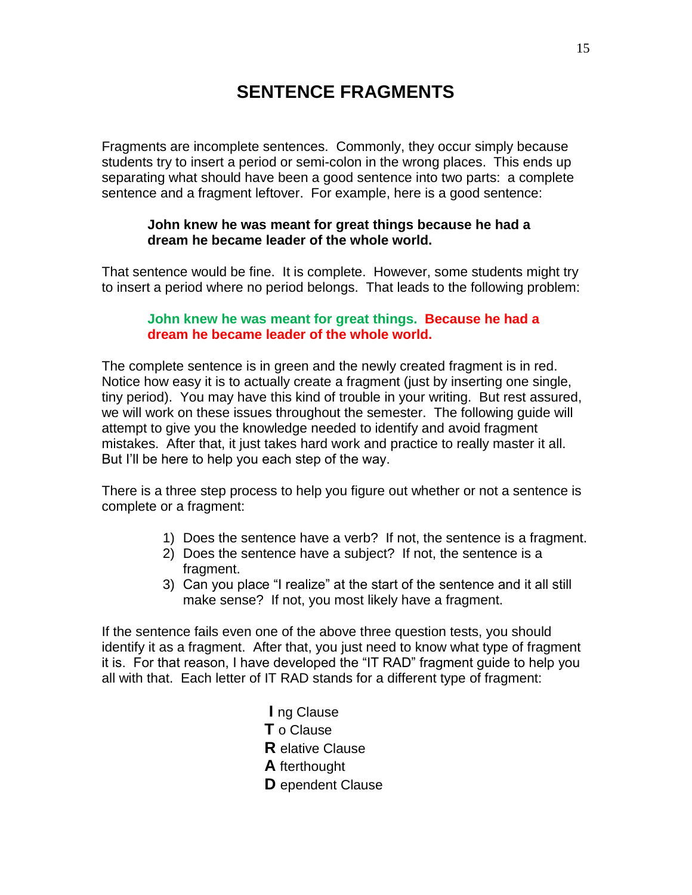# SENTENCE FRAGMENTS

Fragments are incomplete sentences. Commonly, they occur simply because students try to insert a period or semi-colon in the wrong places. This ends up separating what should have been a good sentence into two parts: a complete sentence and a fragment leftover. For example, here is a good sentence:

> **John knew he was meant for great things because he had a dream he became leader of the whole world.**

That sentence would be fine. It is complete. However, some students might try to insert a period where no period belongs. That leads to the following problem:

> **John knew he was meant for great things. Because he had a dream he became leader of the whole world.**

The complete sentence is in green and the newly created fragment is in red. Notice how easy it is to actually create a fragment (just by inserting one single, tiny period). You may have this kind of trouble in your writing. But rest assured, we will work on these issues throughout the semester. The following guide will attempt to give you the knowledge needed to identify and avoid fragment mistakes. After that, it just takes hard work and practice to really master it all. But I'll be here to help you each step of the way.

There is a three step process to help you figure out whether or not a sentence is complete or a fragment:

1) Does the sentence have a verb? If not, the sentence is a fragment.
2) Does the sentence have a subject? If not, the sentence is a fragment.
3) Can you place "I realize" at the start of the sentence and it all still make sense? If not, you most likely have a fragment.

If the sentence fails even one of the above three question tests, you should identify it as a fragment. After that, you just need to know what type of fragment it is. For that reason, I have developed the "IT RAD" fragment guide to help you all with that. Each letter of IT RAD stands for a different type of fragment:

**I** ng Clause
**T** o Clause
**R** elative Clause
**A** fterthought
**D** ependent Clause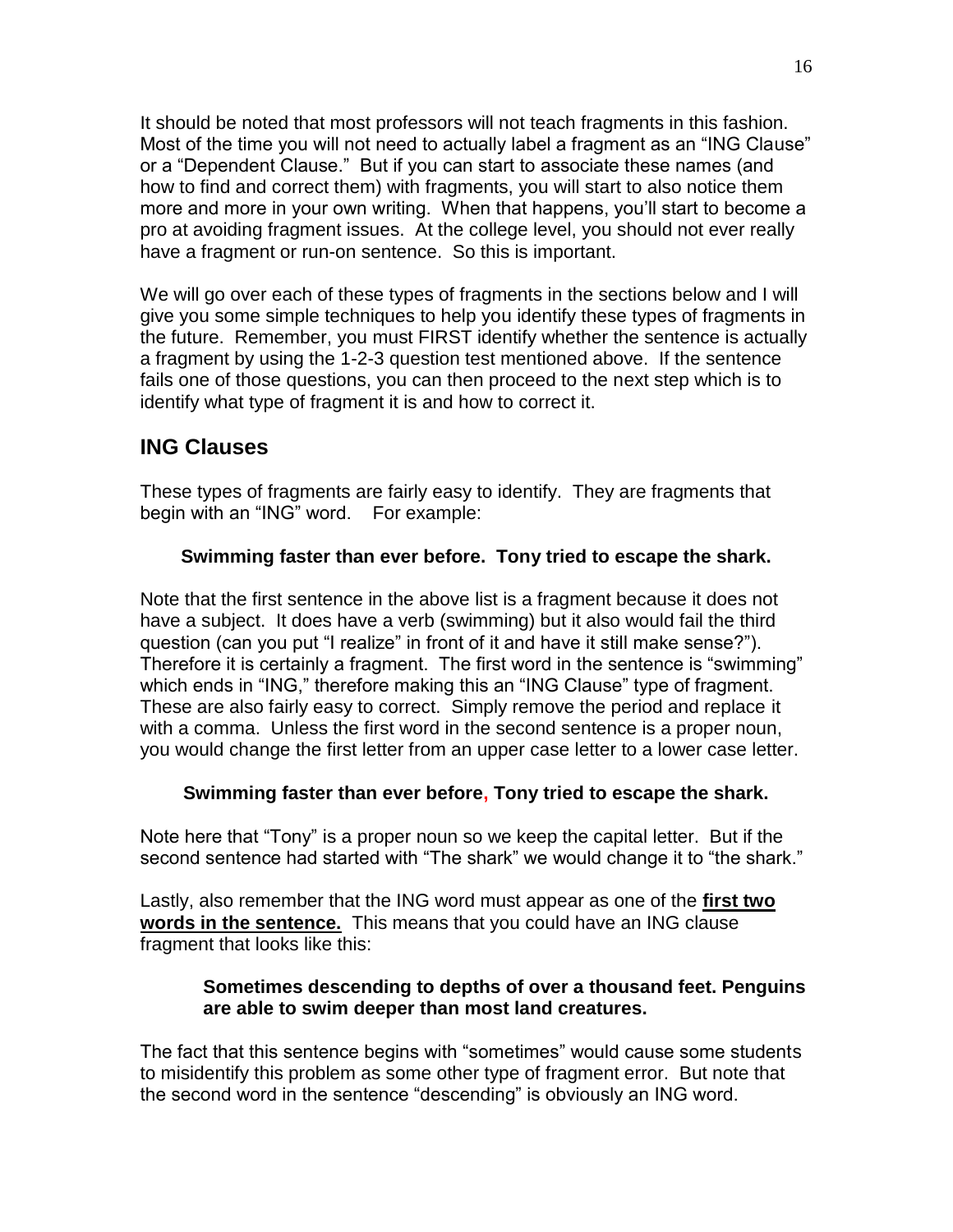It should be noted that most professors will not teach fragments in this fashion. Most of the time you will not need to actually label a fragment as an "ING Clause" or a "Dependent Clause." But if you can start to associate these names (and how to find and correct them) with fragments, you will start to also notice them more and more in your own writing. When that happens, you'll start to become a pro at avoiding fragment issues. At the college level, you should not ever really have a fragment or run-on sentence. So this is important.

We will go over each of these types of fragments in the sections below and I will give you some simple techniques to help you identify these types of fragments in the future. Remember, you must FIRST identify whether the sentence is actually a fragment by using the 1-2-3 question test mentioned above. If the sentence fails one of those questions, you can then proceed to the next step which is to identify what type of fragment it is and how to correct it.

## ING Clauses

These types of fragments are fairly easy to identify. They are fragments that begin with an "ING" word. For example:

**Swimming faster than ever before. Tony tried to escape the shark.**

Note that the first sentence in the above list is a fragment because it does not have a subject. It does have a verb (swimming) but it also would fail the third question (can you put "I realize" in front of it and have it still make sense?"). Therefore it is certainly a fragment. The first word in the sentence is "swimming" which ends in "ING," therefore making this an "ING Clause" type of fragment. These are also fairly easy to correct. Simply remove the period and replace it with a comma. Unless the first word in the second sentence is a proper noun, you would change the first letter from an upper case letter to a lower case letter.

**Swimming faster than ever before, Tony tried to escape the shark.**

Note here that "Tony" is a proper noun so we keep the capital letter. But if the second sentence had started with "The shark" we would change it to "the shark."

Lastly, also remember that the ING word must appear as one of the **first two words in the sentence.** This means that you could have an ING clause fragment that looks like this:

**Sometimes descending to depths of over a thousand feet. Penguins are able to swim deeper than most land creatures.**

The fact that this sentence begins with "sometimes" would cause some students to misidentify this problem as some other type of fragment error. But note that the second word in the sentence "descending" is obviously an ING word.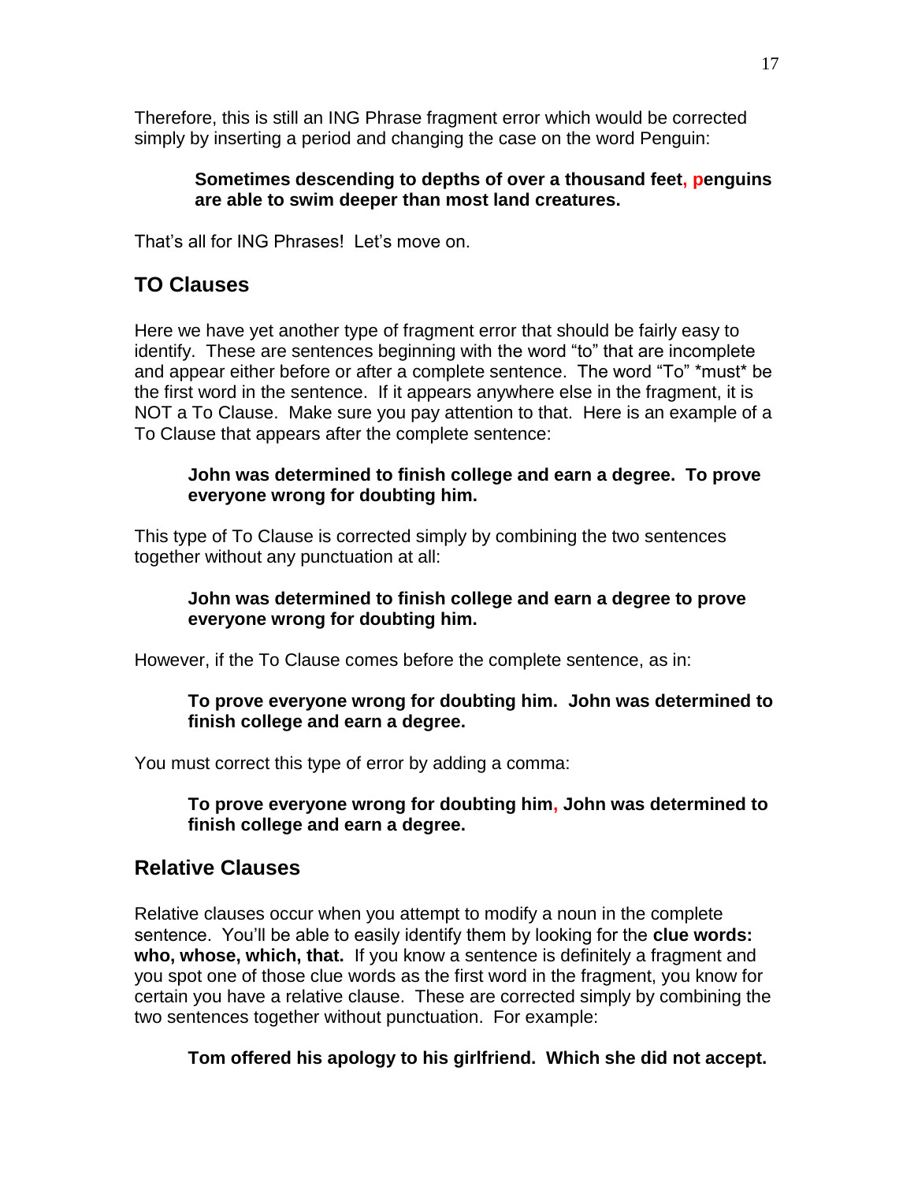Therefore, this is still an ING Phrase fragment error which would be corrected simply by inserting a period and changing the case on the word Penguin:

> **Sometimes descending to depths of over a thousand feet, penguins are able to swim deeper than most land creatures.**

That's all for ING Phrases! Let's move on.

## TO Clauses

Here we have yet another type of fragment error that should be fairly easy to identify. These are sentences beginning with the word "to" that are incomplete and appear either before or after a complete sentence. The word "To" *must* be the first word in the sentence. If it appears anywhere else in the fragment, it is NOT a To Clause. Make sure you pay attention to that. Here is an example of a To Clause that appears after the complete sentence:

> **John was determined to finish college and earn a degree. To prove everyone wrong for doubting him.**

This type of To Clause is corrected simply by combining the two sentences together without any punctuation at all:

> **John was determined to finish college and earn a degree to prove everyone wrong for doubting him.**

However, if the To Clause comes before the complete sentence, as in:

> **To prove everyone wrong for doubting him. John was determined to finish college and earn a degree.**

You must correct this type of error by adding a comma:

> **To prove everyone wrong for doubting him, John was determined to finish college and earn a degree.**

## Relative Clauses

Relative clauses occur when you attempt to modify a noun in the complete sentence. You'll be able to easily identify them by looking for the **clue words: who, whose, which, that.** If you know a sentence is definitely a fragment and you spot one of those clue words as the first word in the fragment, you know for certain you have a relative clause. These are corrected simply by combining the two sentences together without punctuation. For example:

> **Tom offered his apology to his girlfriend. Which she did not accept.**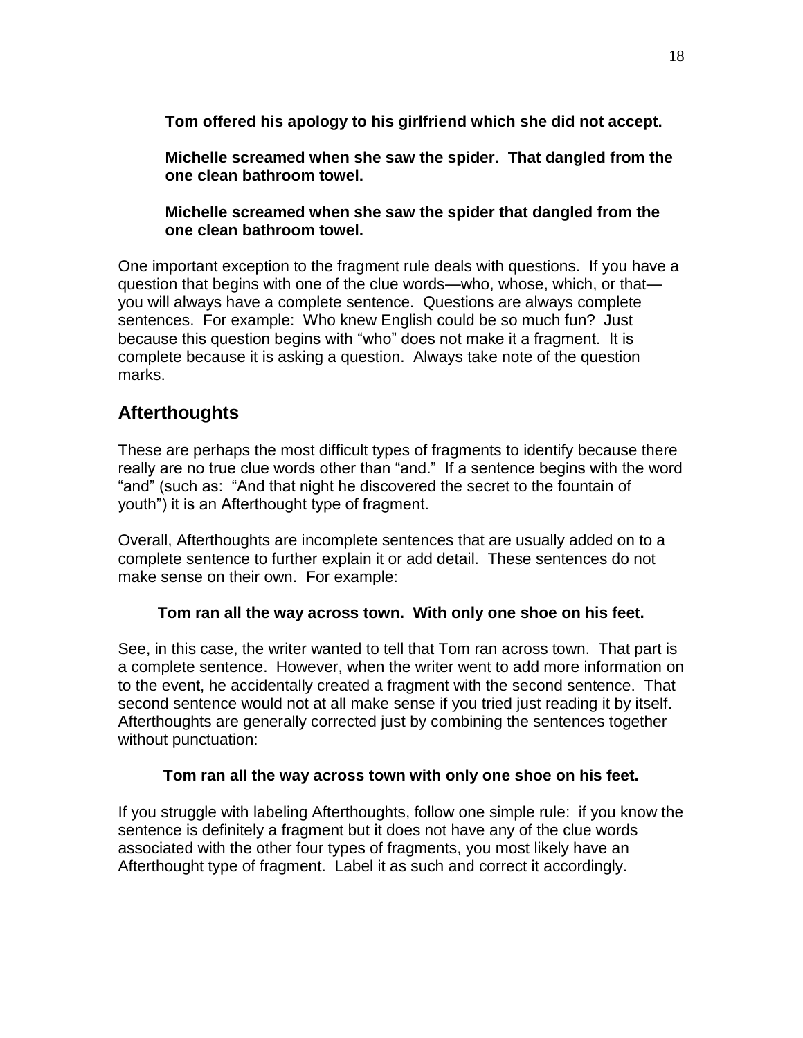**Tom offered his apology to his girlfriend which she did not accept.**

**Michelle screamed when she saw the spider. That dangled from the one clean bathroom towel.**

**Michelle screamed when she saw the spider that dangled from the one clean bathroom towel.**

One important exception to the fragment rule deals with questions. If you have a question that begins with one of the clue words—who, whose, which, or that—you will always have a complete sentence. Questions are always complete sentences. For example: Who knew English could be so much fun? Just because this question begins with "who" does not make it a fragment. It is complete because it is asking a question. Always take note of the question marks.

## Afterthoughts

These are perhaps the most difficult types of fragments to identify because there really are no true clue words other than "and." If a sentence begins with the word "and" (such as: "And that night he discovered the secret to the fountain of youth") it is an Afterthought type of fragment.

Overall, Afterthoughts are incomplete sentences that are usually added on to a complete sentence to further explain it or add detail. These sentences do not make sense on their own. For example:

**Tom ran all the way across town. With only one shoe on his feet.**

See, in this case, the writer wanted to tell that Tom ran across town. That part is a complete sentence. However, when the writer went to add more information on to the event, he accidentally created a fragment with the second sentence. That second sentence would not at all make sense if you tried just reading it by itself. Afterthoughts are generally corrected just by combining the sentences together without punctuation:

**Tom ran all the way across town with only one shoe on his feet.**

If you struggle with labeling Afterthoughts, follow one simple rule: if you know the sentence is definitely a fragment but it does not have any of the clue words associated with the other four types of fragments, you most likely have an Afterthought type of fragment. Label it as such and correct it accordingly.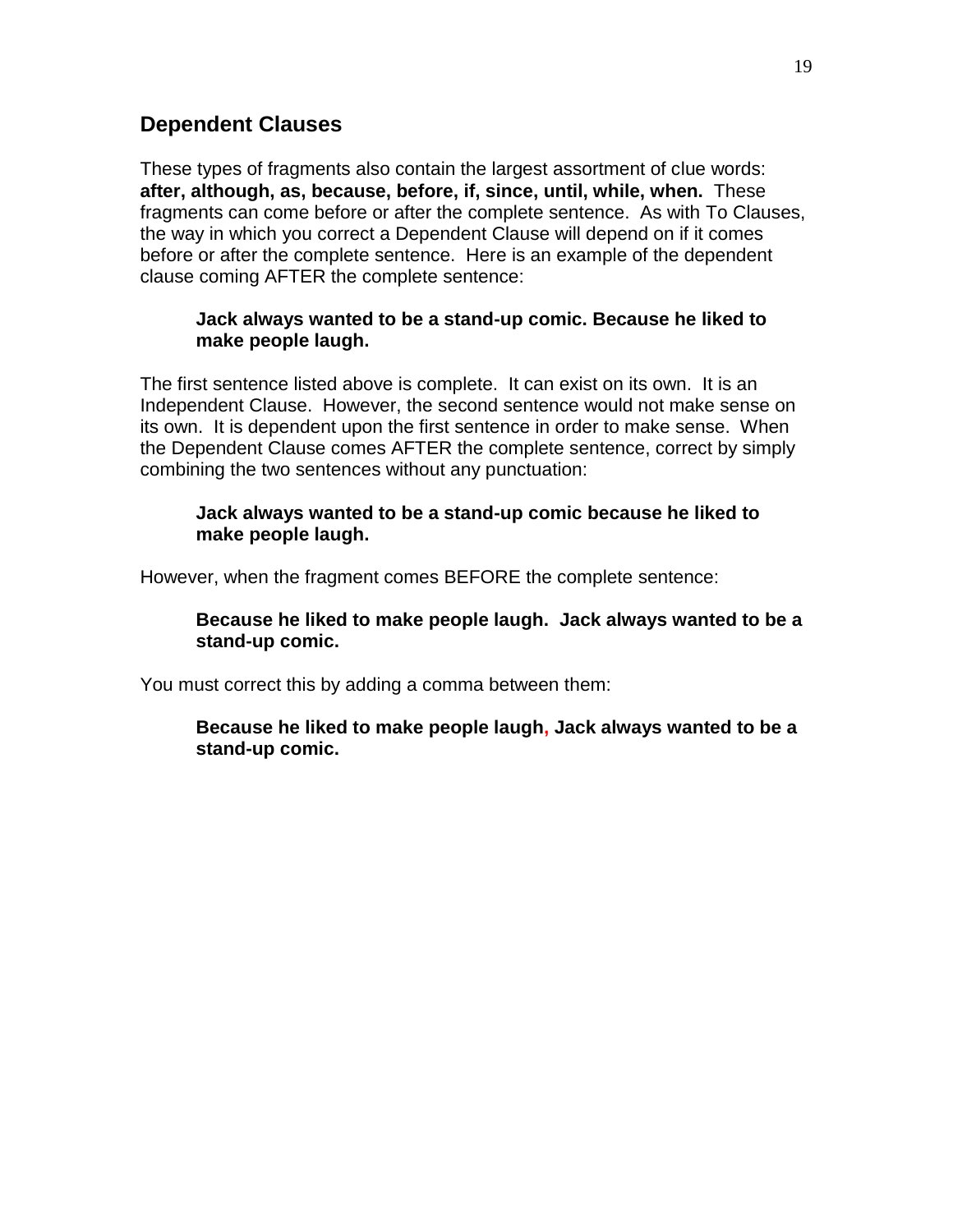## Dependent Clauses

These types of fragments also contain the largest assortment of clue words: **after, although, as, because, before, if, since, until, while, when.** These fragments can come before or after the complete sentence. As with To Clauses, the way in which you correct a Dependent Clause will depend on if it comes before or after the complete sentence. Here is an example of the dependent clause coming AFTER the complete sentence:

> **Jack always wanted to be a stand-up comic. Because he liked to make people laugh.**

The first sentence listed above is complete. It can exist on its own. It is an Independent Clause. However, the second sentence would not make sense on its own. It is dependent upon the first sentence in order to make sense. When the Dependent Clause comes AFTER the complete sentence, correct by simply combining the two sentences without any punctuation:

> **Jack always wanted to be a stand-up comic because he liked to make people laugh.**

However, when the fragment comes BEFORE the complete sentence:

> **Because he liked to make people laugh. Jack always wanted to be a stand-up comic.**

You must correct this by adding a comma between them:

> **Because he liked to make people laugh, Jack always wanted to be a stand-up comic.**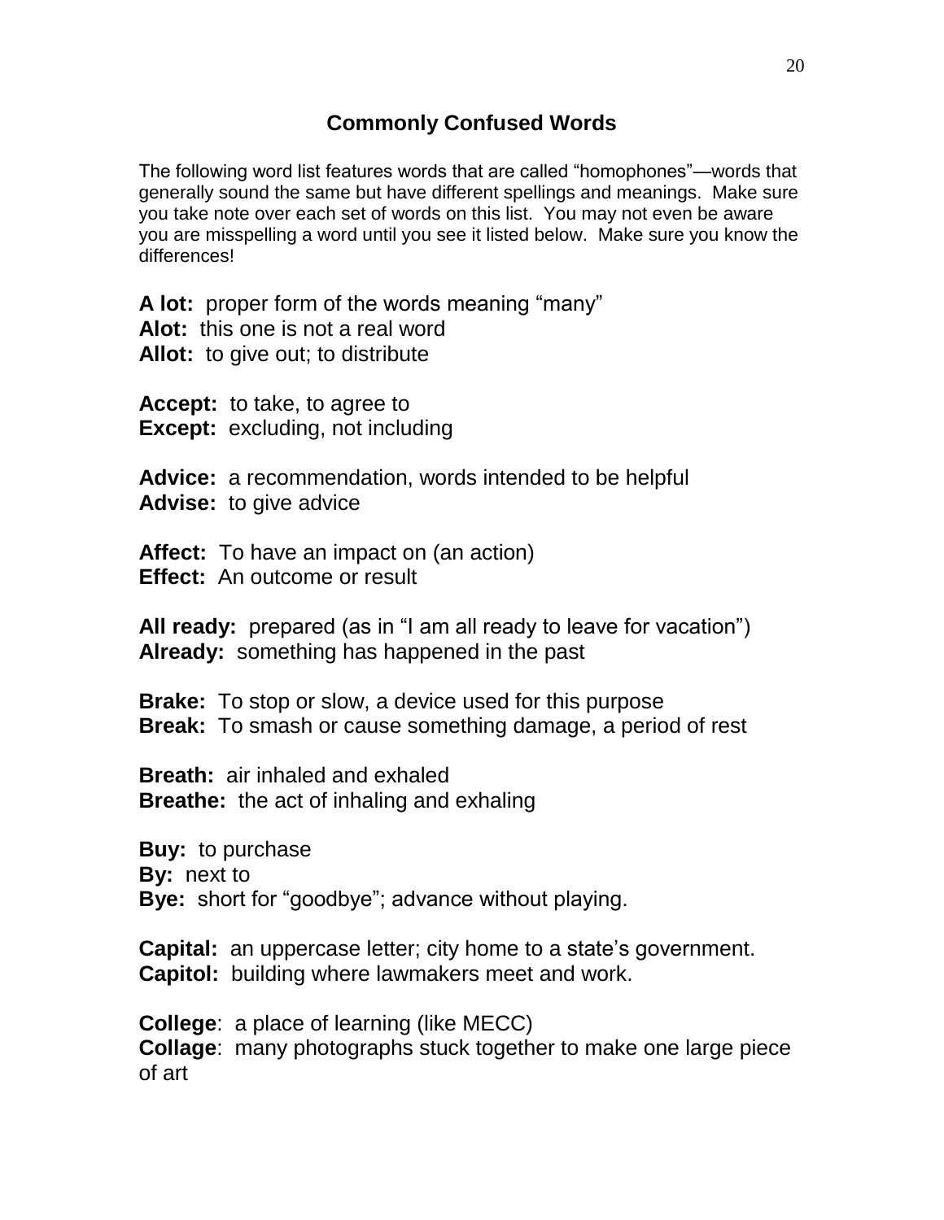## Commonly Confused Words

The following word list features words that are called "homophones"—words that generally sound the same but have different spellings and meanings. Make sure you take note over each set of words on this list. You may not even be aware you are misspelling a word until you see it listed below. Make sure you know the differences!

**A lot:** proper form of the words meaning "many"
**Alot:** this one is not a real word
**Allot:** to give out; to distribute

**Accept:** to take, to agree to
**Except:** excluding, not including

**Advice:** a recommendation, words intended to be helpful
**Advise:** to give advice

**Affect:** To have an impact on (an action)
**Effect:** An outcome or result

**All ready:** prepared (as in "I am all ready to leave for vacation")
**Already:** something has happened in the past

**Brake:** To stop or slow, a device used for this purpose
**Break:** To smash or cause something damage, a period of rest

**Breath:** air inhaled and exhaled
**Breathe:** the act of inhaling and exhaling

**Buy:** to purchase
**By:** next to
**Bye:** short for "goodbye"; advance without playing.

**Capital:** an uppercase letter; city home to a state's government.
**Capitol:** building where lawmakers meet and work.

**College**: a place of learning (like MECC)
**Collage**: many photographs stuck together to make one large piece of art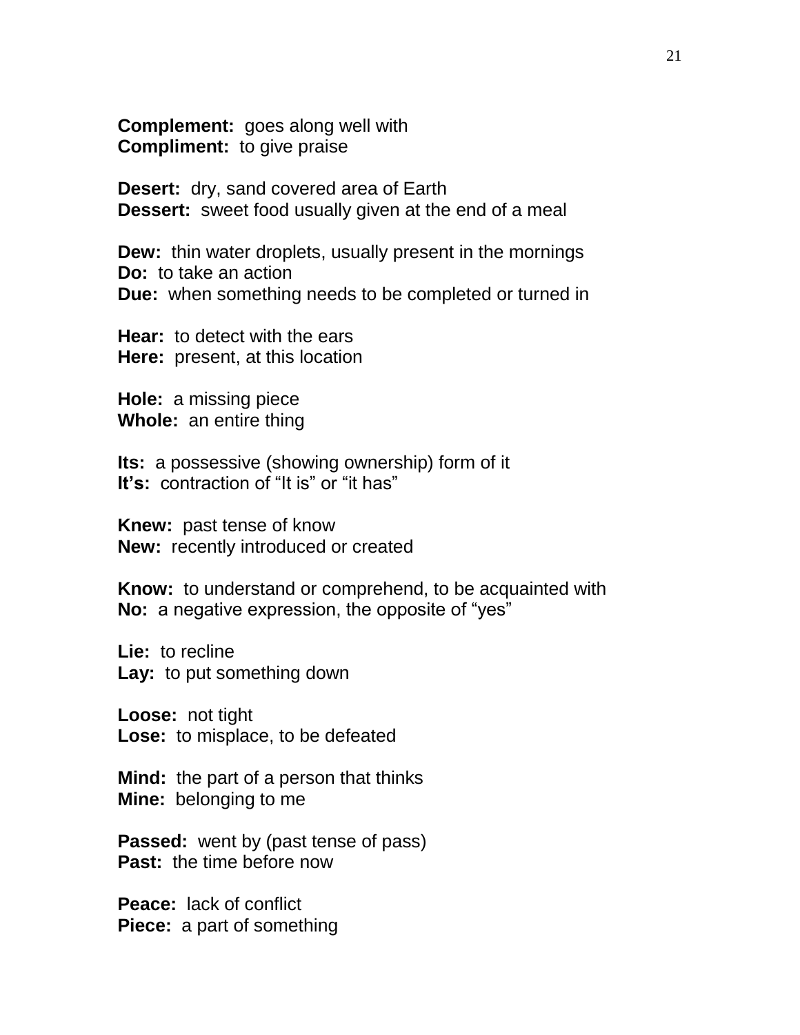**Complement:** goes along well with
**Compliment:** to give praise

**Desert:** dry, sand covered area of Earth
**Dessert:** sweet food usually given at the end of a meal

**Dew:** thin water droplets, usually present in the mornings
**Do:** to take an action
**Due:** when something needs to be completed or turned in

**Hear:** to detect with the ears
**Here:** present, at this location

**Hole:** a missing piece
**Whole:** an entire thing

**Its:** a possessive (showing ownership) form of it
**It's:** contraction of "It is" or "it has"

**Knew:** past tense of know
**New:** recently introduced or created

**Know:** to understand or comprehend, to be acquainted with
**No:** a negative expression, the opposite of "yes"

**Lie:** to recline
**Lay:** to put something down

**Loose:** not tight
**Lose:** to misplace, to be defeated

**Mind:** the part of a person that thinks
**Mine:** belonging to me

**Passed:** went by (past tense of pass)
**Past:** the time before now

**Peace:** lack of conflict
**Piece:** a part of something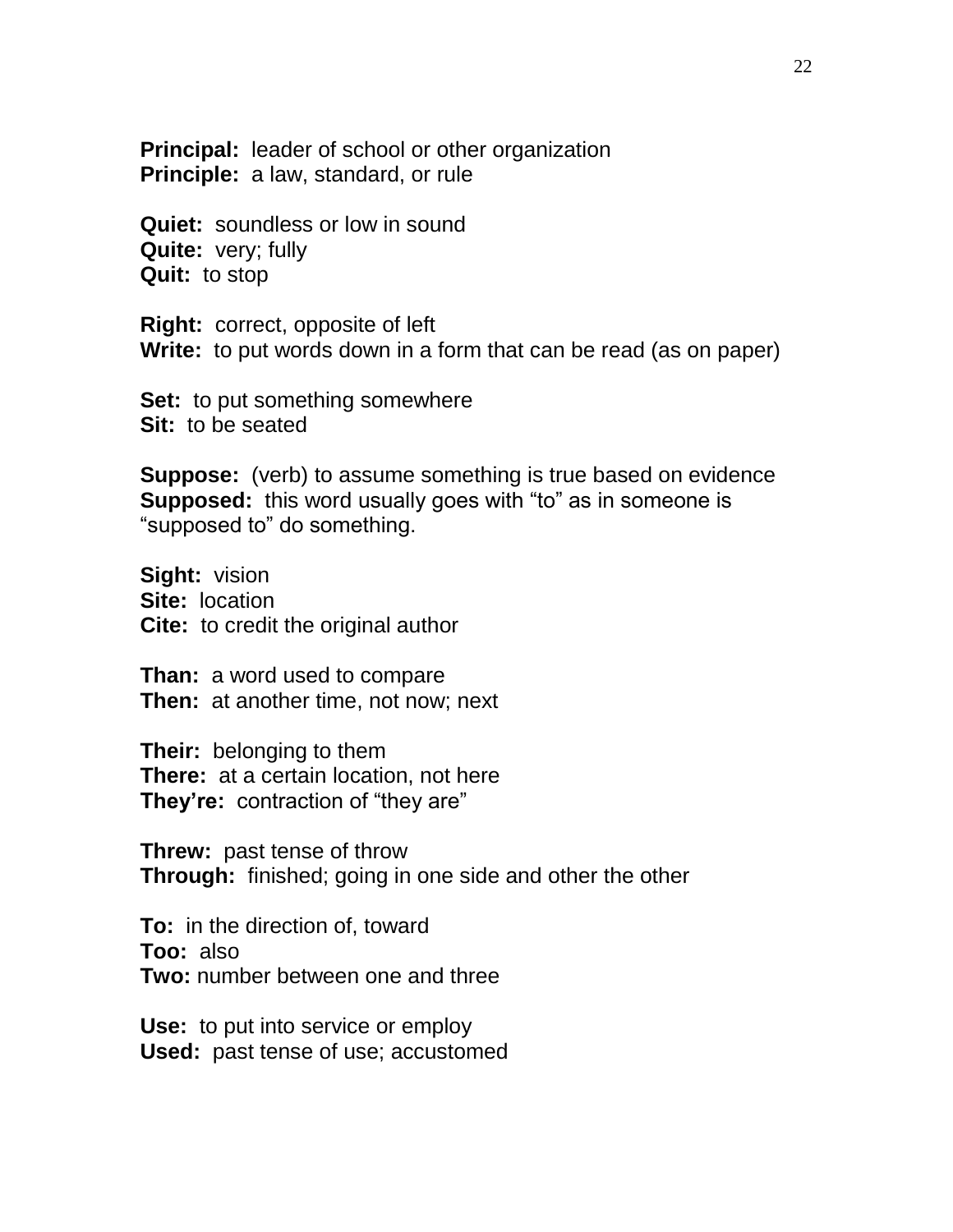**Principal:** leader of school or other organization
**Principle:** a law, standard, or rule

**Quiet:** soundless or low in sound
**Quite:** very; fully
**Quit:** to stop

**Right:** correct, opposite of left
**Write:** to put words down in a form that can be read (as on paper)

**Set:** to put something somewhere
**Sit:** to be seated

**Suppose:** (verb) to assume something is true based on evidence
**Supposed:** this word usually goes with "to" as in someone is "supposed to" do something.

**Sight:** vision
**Site:** location
**Cite:** to credit the original author

**Than:** a word used to compare
**Then:** at another time, not now; next

**Their:** belonging to them
**There:** at a certain location, not here
**They're:** contraction of "they are"

**Threw:** past tense of throw
**Through:** finished; going in one side and other the other

**To:** in the direction of, toward
**Too:** also
**Two:** number between one and three

**Use:** to put into service or employ
**Used:** past tense of use; accustomed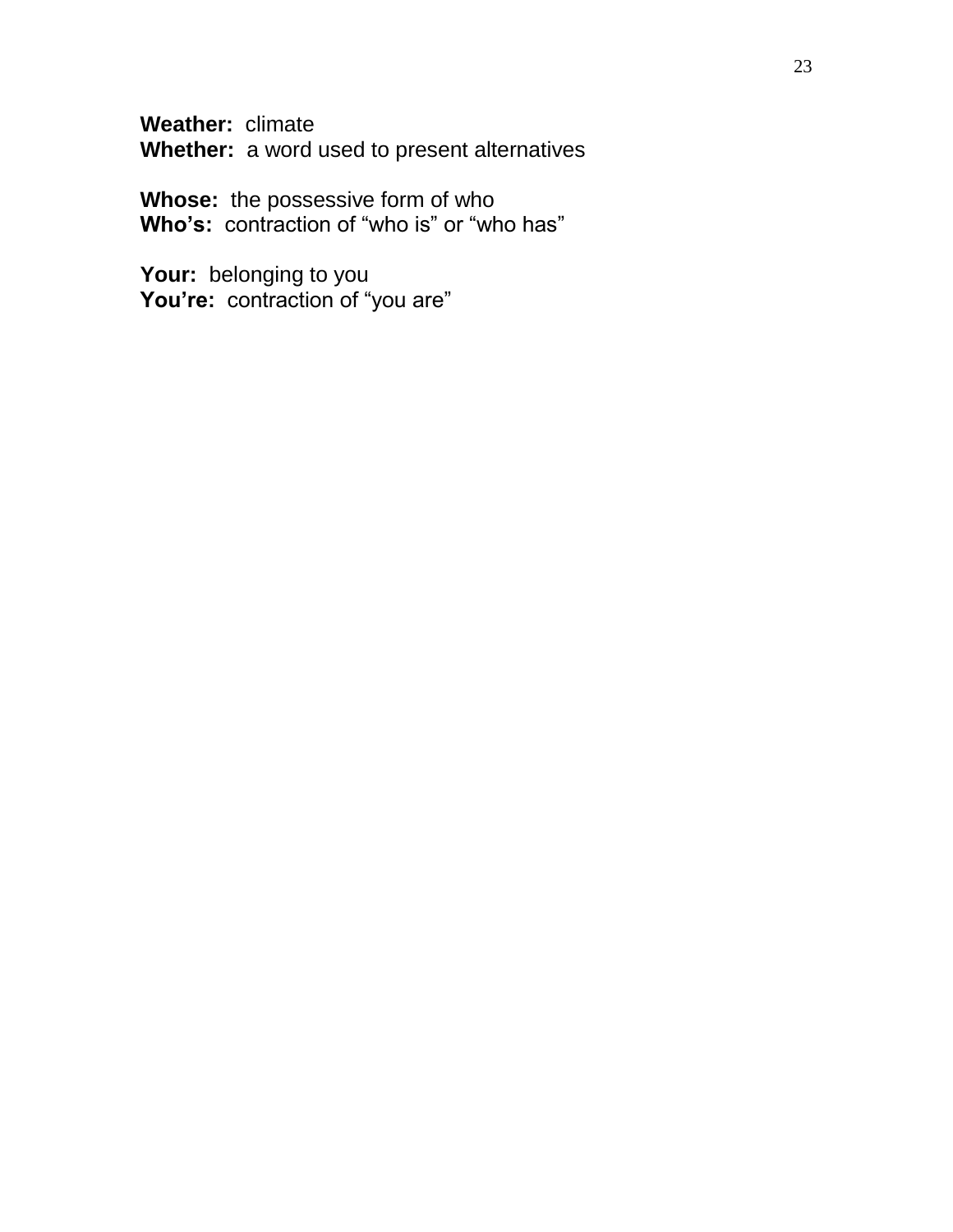**Weather:** climate
**Whether:** a word used to present alternatives

**Whose:** the possessive form of who
**Who's:** contraction of "who is" or "who has"

**Your:** belonging to you
**You're:** contraction of "you are"